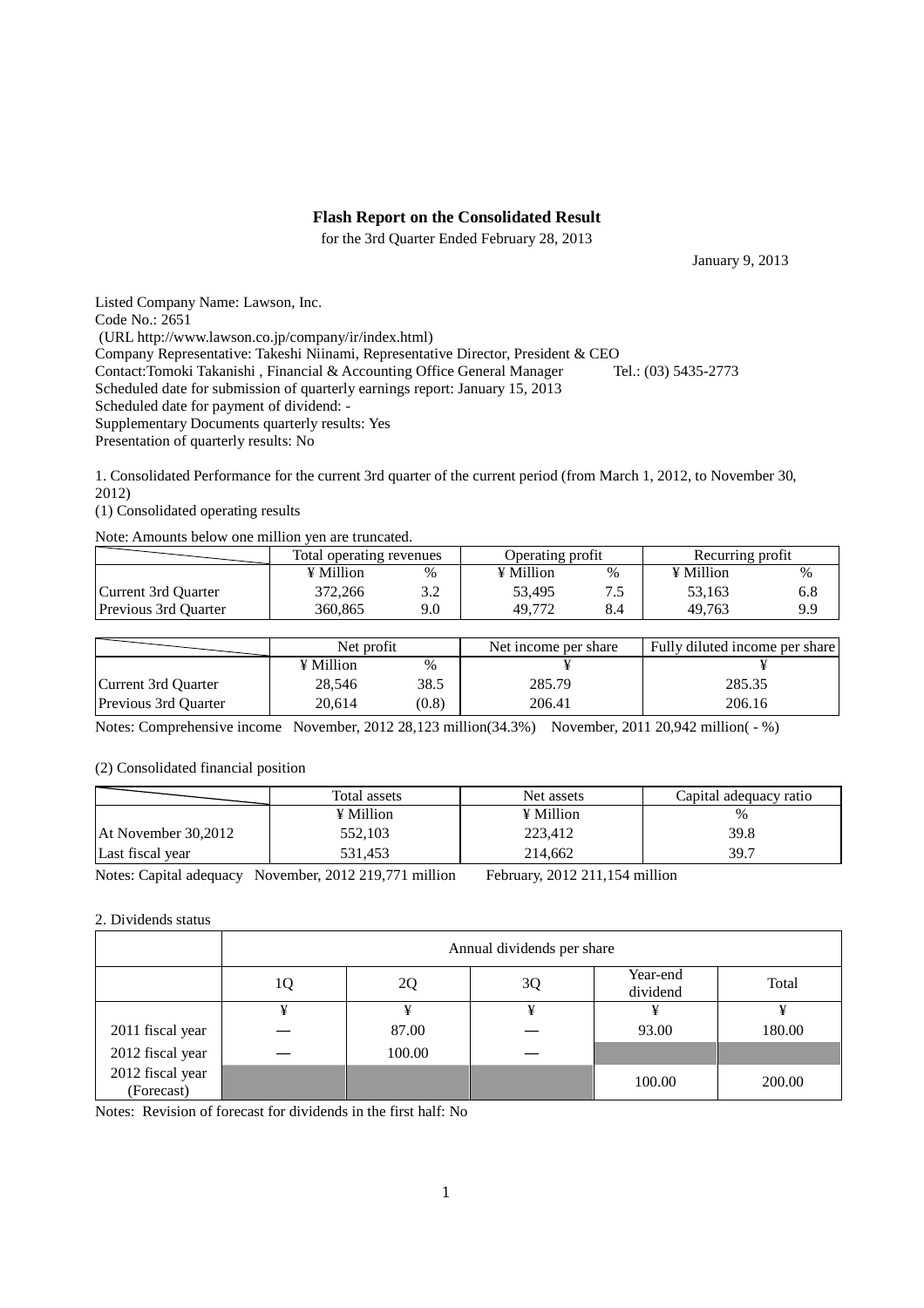# Flash Report on the Consolidated Result

for the 3rd Quarter Ended February 28, 2013

January 9, 2013

Listed Company Name: Lawson, Inc.
Code No.: 2651
(URL http://www.lawson.co.jp/company/ir/index.html)
Company Representative: Takeshi Niinami, Representative Director, President & CEO
Contact:Tomoki Takanishi , Financial & Accounting Office General Manager Tel.: (03) 5435-2773
Scheduled date for submission of quarterly earnings report: January 15, 2013
Scheduled date for payment of dividend: -
Supplementary Documents quarterly results: Yes
Presentation of quarterly results: No

1. Consolidated Performance for the current 3rd quarter of the current period (from March 1, 2012, to November 30, 2012)

(1) Consolidated operating results

Note: Amounts below one million yen are truncated.

| | Total operating revenues | | Operating profit | | Recurring profit | |
|---|---|---|---|---|---|---|
| | ¥ Million | % | ¥ Million | % | ¥ Million | % |
| Current 3rd Quarter | 372,266 | 3.2 | 53,495 | 7.5 | 53,163 | 6.8 |
| Previous 3rd Quarter | 360,865 | 9.0 | 49,772 | 8.4 | 49,763 | 9.9 |

| | Net profit | | Net income per share | Fully diluted income per share |
|---|---|---|---|---|
| | ¥ Million | % | ¥ | ¥ |
| Current 3rd Quarter | 28,546 | 38.5 | 285.79 | 285.35 |
| Previous 3rd Quarter | 20,614 | (0.8) | 206.41 | 206.16 |

Notes: Comprehensive income November, 2012 28,123 million(34.3%) November, 2011 20,942 million( - %)

(2) Consolidated financial position

| | Total assets | Net assets | Capital adequacy ratio |
|---|---|---|---|
| | ¥ Million | ¥ Million | % |
| At November 30,2012 | 552,103 | 223,412 | 39.8 |
| Last fiscal year | 531,453 | 214,662 | 39.7 |

Notes: Capital adequacy November, 2012 219,771 million February, 2012 211,154 million

2. Dividends status

| | Annual dividends per share | | | | |
|---|---|---|---|---|---|
| | 1Q | 2Q | 3Q | Year-end dividend | Total |
| | ¥ | ¥ | ¥ | ¥ | ¥ |
| 2011 fiscal year | — | 87.00 | — | 93.00 | 180.00 |
| 2012 fiscal year | — | 100.00 | — | | |
| 2012 fiscal year (Forecast) | | | | 100.00 | 200.00 |

Notes: Revision of forecast for dividends in the first half: No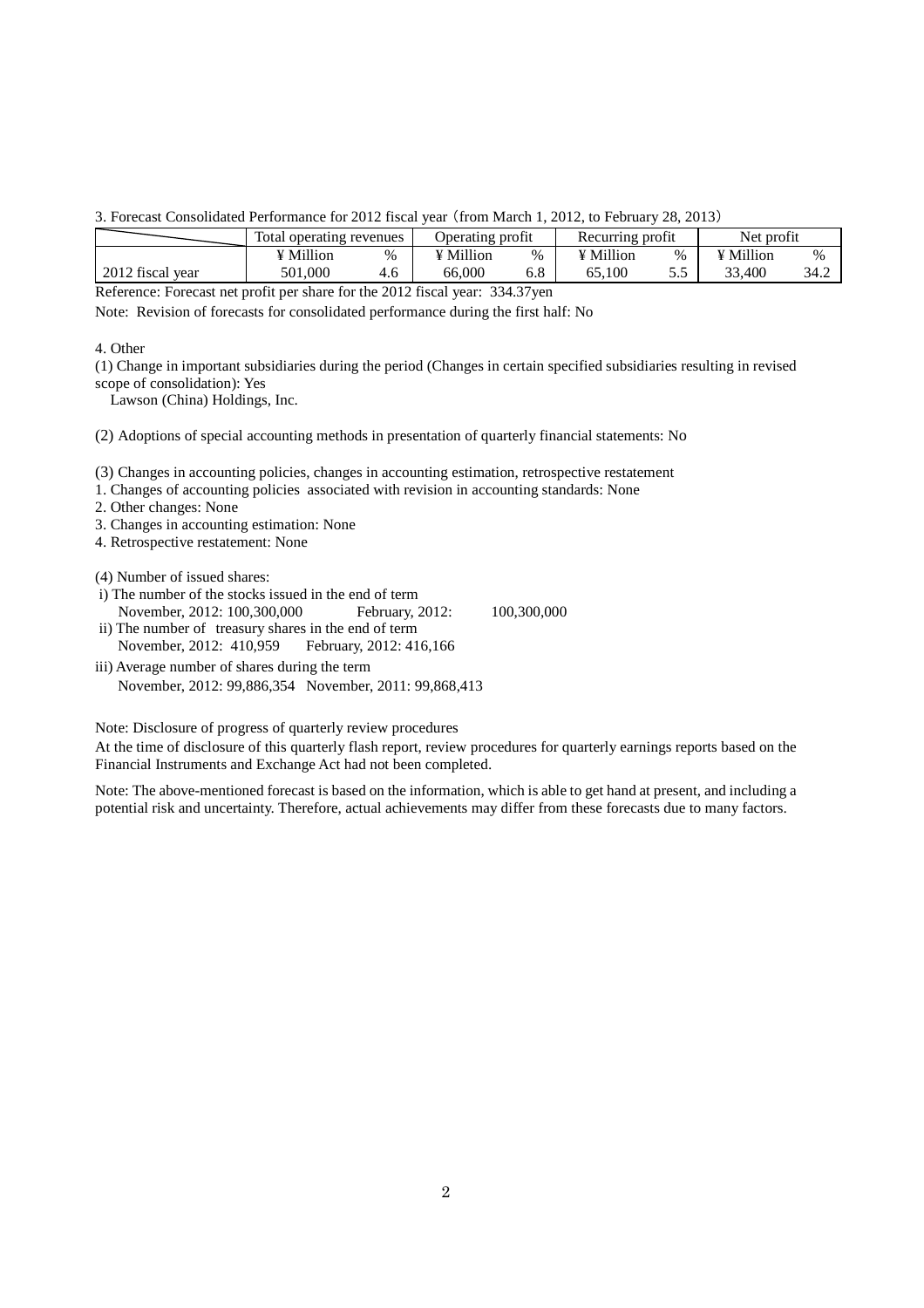3. Forecast Consolidated Performance for 2012 fiscal year（from March 1, 2012, to February 28, 2013）

| | Total operating revenues | | Operating profit | | Recurring profit | | Net profit | |
|---|---|---|---|---|---|---|---|---|
| | ¥ Million | % | ¥ Million | % | ¥ Million | % | ¥ Million | % |
| 2012 fiscal year | 501,000 | 4.6 | 66,000 | 6.8 | 65,100 | 5.5 | 33,400 | 34.2 |

Reference: Forecast net profit per share for the 2012 fiscal year: 334.37yen

Note: Revision of forecasts for consolidated performance during the first half: No

4. Other

(1) Change in important subsidiaries during the period (Changes in certain specified subsidiaries resulting in revised scope of consolidation): Yes

Lawson (China) Holdings, Inc.

(2) Adoptions of special accounting methods in presentation of quarterly financial statements: No

(3) Changes in accounting policies, changes in accounting estimation, retrospective restatement

1. Changes of accounting policies associated with revision in accounting standards: None
2. Other changes: None
3. Changes in accounting estimation: None
4. Retrospective restatement: None

(4) Number of issued shares:

i) The number of the stocks issued in the end of term
November, 2012: 100,300,000 February, 2012: 100,300,000

ii) The number of treasury shares in the end of term
November, 2012: 410,959 February, 2012: 416,166

iii) Average number of shares during the term
November, 2012: 99,886,354 November, 2011: 99,868,413

Note: Disclosure of progress of quarterly review procedures

At the time of disclosure of this quarterly flash report, review procedures for quarterly earnings reports based on the Financial Instruments and Exchange Act had not been completed.

Note: The above-mentioned forecast is based on the information, which is able to get hand at present, and including a potential risk and uncertainty. Therefore, actual achievements may differ from these forecasts due to many factors.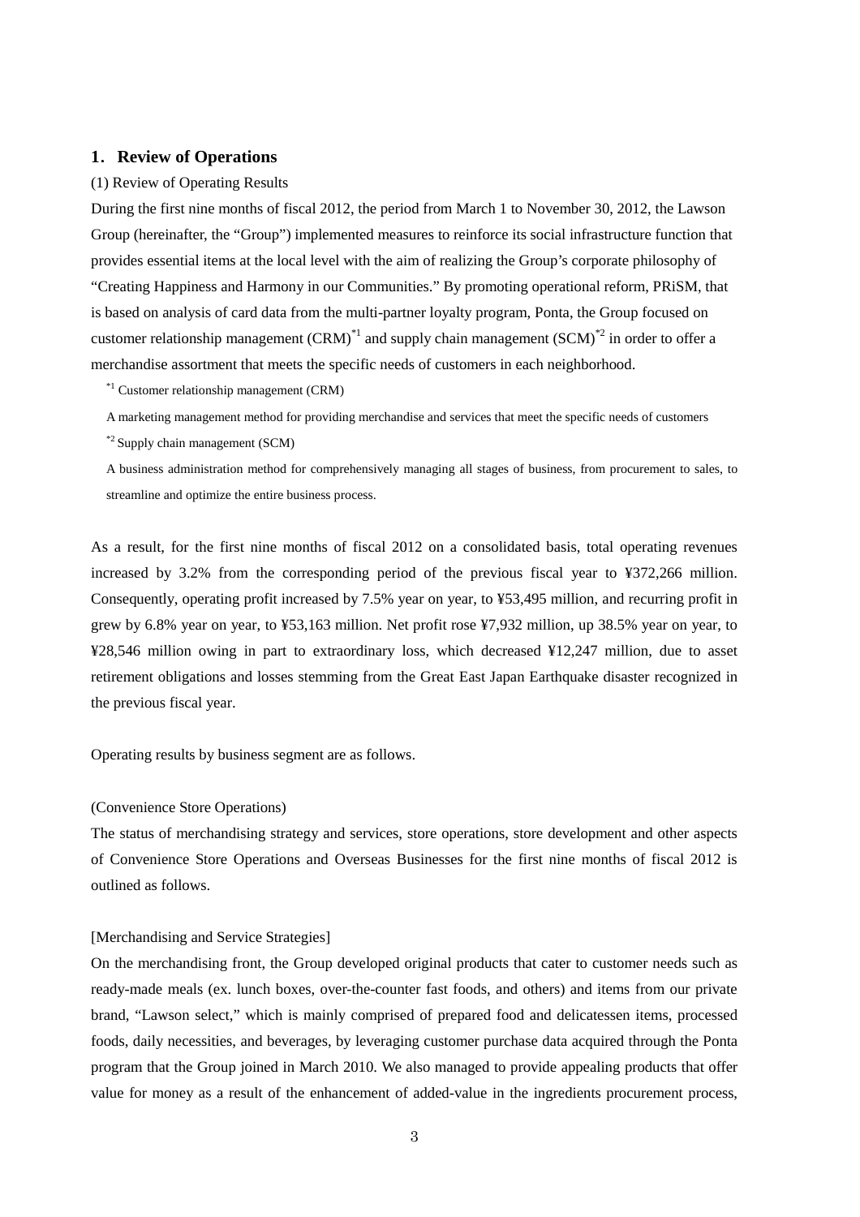## 1. Review of Operations

(1) Review of Operating Results

During the first nine months of fiscal 2012, the period from March 1 to November 30, 2012, the Lawson Group (hereinafter, the "Group") implemented measures to reinforce its social infrastructure function that provides essential items at the local level with the aim of realizing the Group's corporate philosophy of "Creating Happiness and Harmony in our Communities." By promoting operational reform, PRiSM, that is based on analysis of card data from the multi-partner loyalty program, Ponta, the Group focused on customer relationship management (CRM)[*1] and supply chain management (SCM)[*2] in order to offer a merchandise assortment that meets the specific needs of customers in each neighborhood.

[*1] Customer relationship management (CRM)

A marketing management method for providing merchandise and services that meet the specific needs of customers

[*2] Supply chain management (SCM)

A business administration method for comprehensively managing all stages of business, from procurement to sales, to streamline and optimize the entire business process.

As a result, for the first nine months of fiscal 2012 on a consolidated basis, total operating revenues increased by 3.2% from the corresponding period of the previous fiscal year to ¥372,266 million. Consequently, operating profit increased by 7.5% year on year, to ¥53,495 million, and recurring profit in grew by 6.8% year on year, to ¥53,163 million. Net profit rose ¥7,932 million, up 38.5% year on year, to ¥28,546 million owing in part to extraordinary loss, which decreased ¥12,247 million, due to asset retirement obligations and losses stemming from the Great East Japan Earthquake disaster recognized in the previous fiscal year.

Operating results by business segment are as follows.

(Convenience Store Operations)

The status of merchandising strategy and services, store operations, store development and other aspects of Convenience Store Operations and Overseas Businesses for the first nine months of fiscal 2012 is outlined as follows.

[Merchandising and Service Strategies]

On the merchandising front, the Group developed original products that cater to customer needs such as ready-made meals (ex. lunch boxes, over-the-counter fast foods, and others) and items from our private brand, "Lawson select," which is mainly comprised of prepared food and delicatessen items, processed foods, daily necessities, and beverages, by leveraging customer purchase data acquired through the Ponta program that the Group joined in March 2010. We also managed to provide appealing products that offer value for money as a result of the enhancement of added-value in the ingredients procurement process,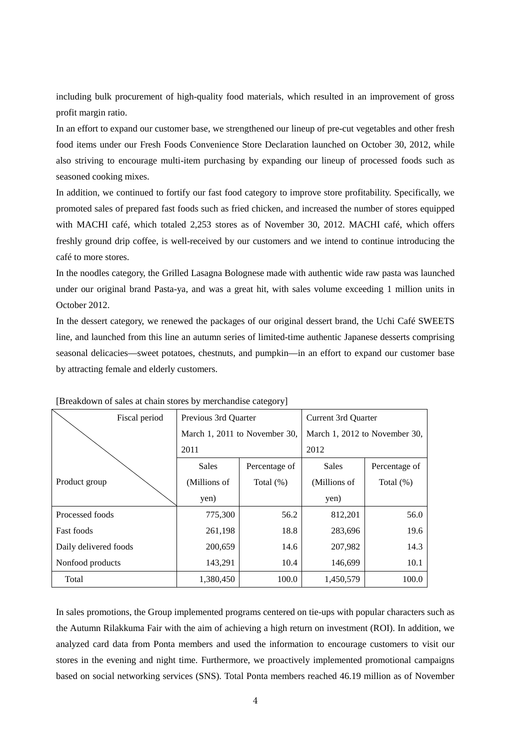including bulk procurement of high-quality food materials, which resulted in an improvement of gross profit margin ratio.

In an effort to expand our customer base, we strengthened our lineup of pre-cut vegetables and other fresh food items under our Fresh Foods Convenience Store Declaration launched on October 30, 2012, while also striving to encourage multi-item purchasing by expanding our lineup of processed foods such as seasoned cooking mixes.

In addition, we continued to fortify our fast food category to improve store profitability. Specifically, we promoted sales of prepared fast foods such as fried chicken, and increased the number of stores equipped with MACHI café, which totaled 2,253 stores as of November 30, 2012. MACHI café, which offers freshly ground drip coffee, is well-received by our customers and we intend to continue introducing the café to more stores.

In the noodles category, the Grilled Lasagna Bolognese made with authentic wide raw pasta was launched under our original brand Pasta-ya, and was a great hit, with sales volume exceeding 1 million units in October 2012.

In the dessert category, we renewed the packages of our original dessert brand, the Uchi Café SWEETS line, and launched from this line an autumn series of limited-time authentic Japanese desserts comprising seasonal delicacies—sweet potatoes, chestnuts, and pumpkin—in an effort to expand our customer base by attracting female and elderly customers.

[Breakdown of sales at chain stores by merchandise category]

| Fiscal period | Previous 3rd Quarter March 1, 2011 to November 30, 2011 | | Current 3rd Quarter March 1, 2012 to November 30, 2012 | |
|---|---|---|---|---|
| Product group | Sales (Millions of yen) | Percentage of Total (%) | Sales (Millions of yen) | Percentage of Total (%) |
| Processed foods | 775,300 | 56.2 | 812,201 | 56.0 |
| Fast foods | 261,198 | 18.8 | 283,696 | 19.6 |
| Daily delivered foods | 200,659 | 14.6 | 207,982 | 14.3 |
| Nonfood products | 143,291 | 10.4 | 146,699 | 10.1 |
| Total | 1,380,450 | 100.0 | 1,450,579 | 100.0 |

In sales promotions, the Group implemented programs centered on tie-ups with popular characters such as the Autumn Rilakkuma Fair with the aim of achieving a high return on investment (ROI). In addition, we analyzed card data from Ponta members and used the information to encourage customers to visit our stores in the evening and night time. Furthermore, we proactively implemented promotional campaigns based on social networking services (SNS). Total Ponta members reached 46.19 million as of November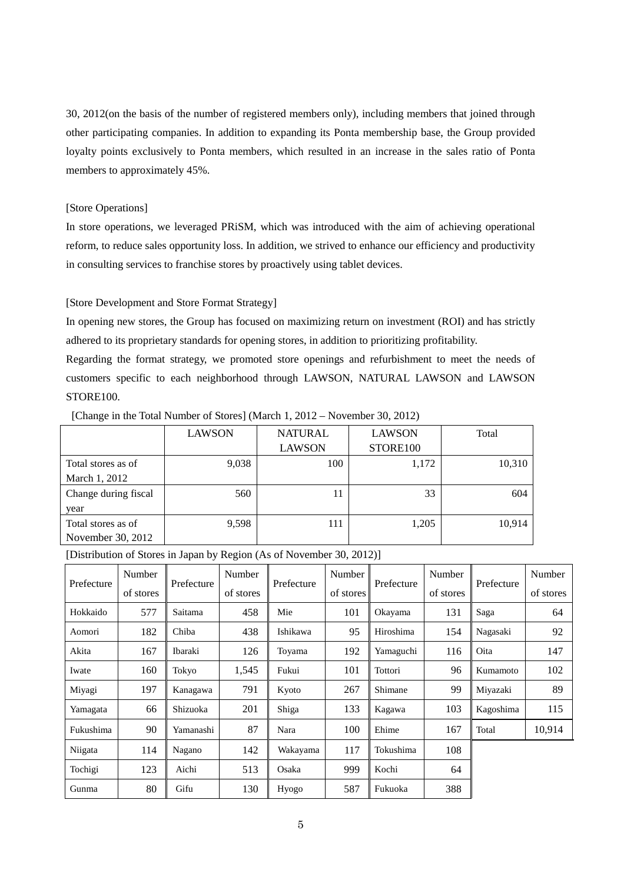30, 2012(on the basis of the number of registered members only), including members that joined through other participating companies. In addition to expanding its Ponta membership base, the Group provided loyalty points exclusively to Ponta members, which resulted in an increase in the sales ratio of Ponta members to approximately 45%.

[Store Operations]

In store operations, we leveraged PRiSM, which was introduced with the aim of achieving operational reform, to reduce sales opportunity loss. In addition, we strived to enhance our efficiency and productivity in consulting services to franchise stores by proactively using tablet devices.

[Store Development and Store Format Strategy]

In opening new stores, the Group has focused on maximizing return on investment (ROI) and has strictly adhered to its proprietary standards for opening stores, in addition to prioritizing profitability.

Regarding the format strategy, we promoted store openings and refurbishment to meet the needs of customers specific to each neighborhood through LAWSON, NATURAL LAWSON and LAWSON STORE100.

[Change in the Total Number of Stores] (March 1, 2012 – November 30, 2012)

| | LAWSON | NATURAL LAWSON | LAWSON STORE100 | Total |
|---|---|---|---|---|
| Total stores as of March 1, 2012 | 9,038 | 100 | 1,172 | 10,310 |
| Change during fiscal year | 560 | 11 | 33 | 604 |
| Total stores as of November 30, 2012 | 9,598 | 111 | 1,205 | 10,914 |

[Distribution of Stores in Japan by Region (As of November 30, 2012)]

| Prefecture | Number of stores | Prefecture | Number of stores | Prefecture | Number of stores | Prefecture | Number of stores | Prefecture | Number of stores |
|---|---|---|---|---|---|---|---|---|---|
| Hokkaido | 577 | Saitama | 458 | Mie | 101 | Okayama | 131 | Saga | 64 |
| Aomori | 182 | Chiba | 438 | Ishikawa | 95 | Hiroshima | 154 | Nagasaki | 92 |
| Akita | 167 | Ibaraki | 126 | Toyama | 192 | Yamaguchi | 116 | Oita | 147 |
| Iwate | 160 | Tokyo | 1,545 | Fukui | 101 | Tottori | 96 | Kumamoto | 102 |
| Miyagi | 197 | Kanagawa | 791 | Kyoto | 267 | Shimane | 99 | Miyazaki | 89 |
| Yamagata | 66 | Shizuoka | 201 | Shiga | 133 | Kagawa | 103 | Kagoshima | 115 |
| Fukushima | 90 | Yamanashi | 87 | Nara | 100 | Ehime | 167 | Total | 10,914 |
| Niigata | 114 | Nagano | 142 | Wakayama | 117 | Tokushima | 108 | | |
| Tochigi | 123 | Aichi | 513 | Osaka | 999 | Kochi | 64 | | |
| Gunma | 80 | Gifu | 130 | Hyogo | 587 | Fukuoka | 388 | | |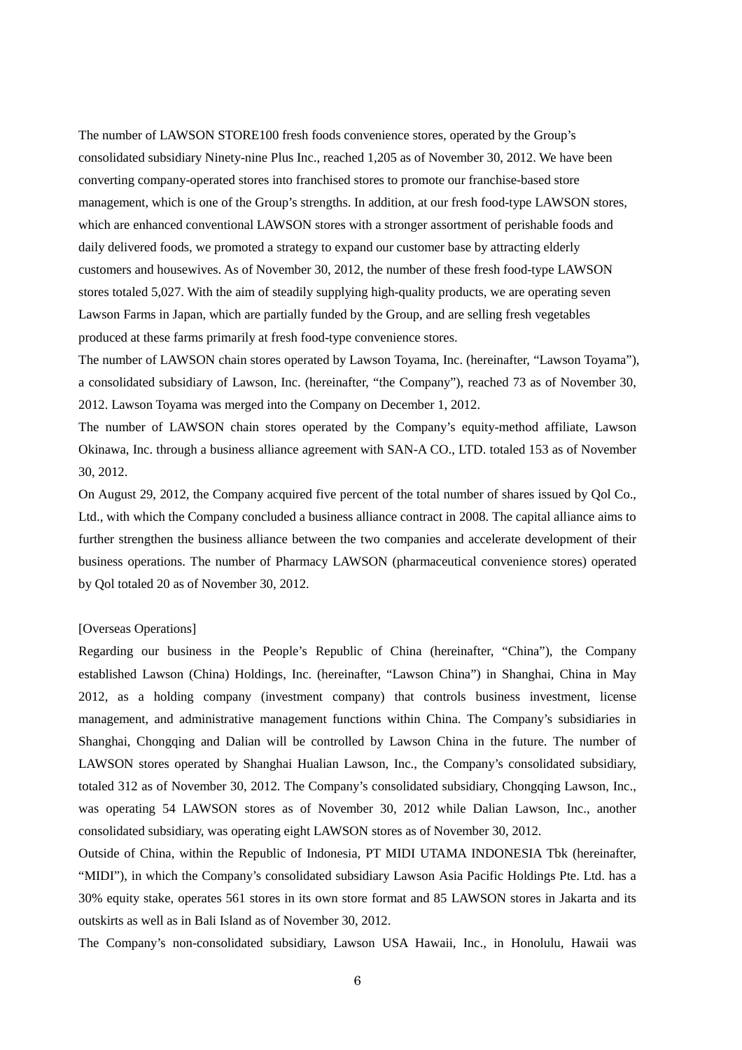The number of LAWSON STORE100 fresh foods convenience stores, operated by the Group's consolidated subsidiary Ninety-nine Plus Inc., reached 1,205 as of November 30, 2012. We have been converting company-operated stores into franchised stores to promote our franchise-based store management, which is one of the Group's strengths. In addition, at our fresh food-type LAWSON stores, which are enhanced conventional LAWSON stores with a stronger assortment of perishable foods and daily delivered foods, we promoted a strategy to expand our customer base by attracting elderly customers and housewives. As of November 30, 2012, the number of these fresh food-type LAWSON stores totaled 5,027. With the aim of steadily supplying high-quality products, we are operating seven Lawson Farms in Japan, which are partially funded by the Group, and are selling fresh vegetables produced at these farms primarily at fresh food-type convenience stores.

The number of LAWSON chain stores operated by Lawson Toyama, Inc. (hereinafter, "Lawson Toyama"), a consolidated subsidiary of Lawson, Inc. (hereinafter, "the Company"), reached 73 as of November 30, 2012. Lawson Toyama was merged into the Company on December 1, 2012.

The number of LAWSON chain stores operated by the Company's equity-method affiliate, Lawson Okinawa, Inc. through a business alliance agreement with SAN-A CO., LTD. totaled 153 as of November 30, 2012.

On August 29, 2012, the Company acquired five percent of the total number of shares issued by Qol Co., Ltd., with which the Company concluded a business alliance contract in 2008. The capital alliance aims to further strengthen the business alliance between the two companies and accelerate development of their business operations. The number of Pharmacy LAWSON (pharmaceutical convenience stores) operated by Qol totaled 20 as of November 30, 2012.

[Overseas Operations]

Regarding our business in the People's Republic of China (hereinafter, "China"), the Company established Lawson (China) Holdings, Inc. (hereinafter, "Lawson China") in Shanghai, China in May 2012, as a holding company (investment company) that controls business investment, license management, and administrative management functions within China. The Company's subsidiaries in Shanghai, Chongqing and Dalian will be controlled by Lawson China in the future. The number of LAWSON stores operated by Shanghai Hualian Lawson, Inc., the Company's consolidated subsidiary, totaled 312 as of November 30, 2012. The Company's consolidated subsidiary, Chongqing Lawson, Inc., was operating 54 LAWSON stores as of November 30, 2012 while Dalian Lawson, Inc., another consolidated subsidiary, was operating eight LAWSON stores as of November 30, 2012.

Outside of China, within the Republic of Indonesia, PT MIDI UTAMA INDONESIA Tbk (hereinafter, "MIDI"), in which the Company's consolidated subsidiary Lawson Asia Pacific Holdings Pte. Ltd. has a 30% equity stake, operates 561 stores in its own store format and 85 LAWSON stores in Jakarta and its outskirts as well as in Bali Island as of November 30, 2012.

The Company's non-consolidated subsidiary, Lawson USA Hawaii, Inc., in Honolulu, Hawaii was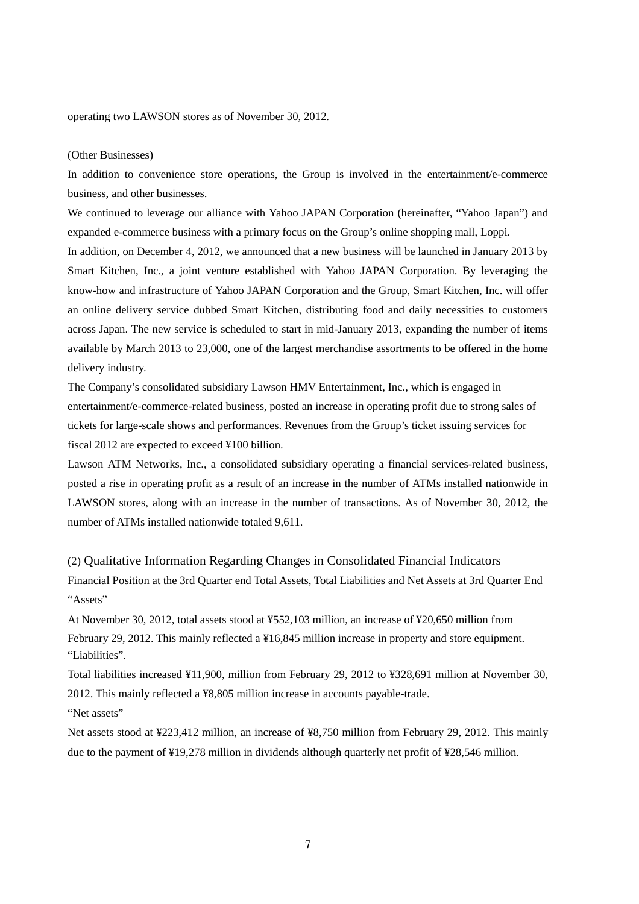operating two LAWSON stores as of November 30, 2012.

(Other Businesses)

In addition to convenience store operations, the Group is involved in the entertainment/e-commerce business, and other businesses.

We continued to leverage our alliance with Yahoo JAPAN Corporation (hereinafter, "Yahoo Japan") and expanded e-commerce business with a primary focus on the Group's online shopping mall, Loppi.

In addition, on December 4, 2012, we announced that a new business will be launched in January 2013 by Smart Kitchen, Inc., a joint venture established with Yahoo JAPAN Corporation. By leveraging the know-how and infrastructure of Yahoo JAPAN Corporation and the Group, Smart Kitchen, Inc. will offer an online delivery service dubbed Smart Kitchen, distributing food and daily necessities to customers across Japan. The new service is scheduled to start in mid-January 2013, expanding the number of items available by March 2013 to 23,000, one of the largest merchandise assortments to be offered in the home delivery industry.

The Company's consolidated subsidiary Lawson HMV Entertainment, Inc., which is engaged in entertainment/e-commerce-related business, posted an increase in operating profit due to strong sales of tickets for large-scale shows and performances. Revenues from the Group's ticket issuing services for fiscal 2012 are expected to exceed ¥100 billion.

Lawson ATM Networks, Inc., a consolidated subsidiary operating a financial services-related business, posted a rise in operating profit as a result of an increase in the number of ATMs installed nationwide in LAWSON stores, along with an increase in the number of transactions. As of November 30, 2012, the number of ATMs installed nationwide totaled 9,611.

## (2) Qualitative Information Regarding Changes in Consolidated Financial Indicators

Financial Position at the 3rd Quarter end Total Assets, Total Liabilities and Net Assets at 3rd Quarter End

"Assets"

At November 30, 2012, total assets stood at ¥552,103 million, an increase of ¥20,650 million from February 29, 2012. This mainly reflected a ¥16,845 million increase in property and store equipment.

"Liabilities".

Total liabilities increased ¥11,900, million from February 29, 2012 to ¥328,691 million at November 30, 2012. This mainly reflected a ¥8,805 million increase in accounts payable-trade.

"Net assets"

Net assets stood at ¥223,412 million, an increase of ¥8,750 million from February 29, 2012. This mainly due to the payment of ¥19,278 million in dividends although quarterly net profit of ¥28,546 million.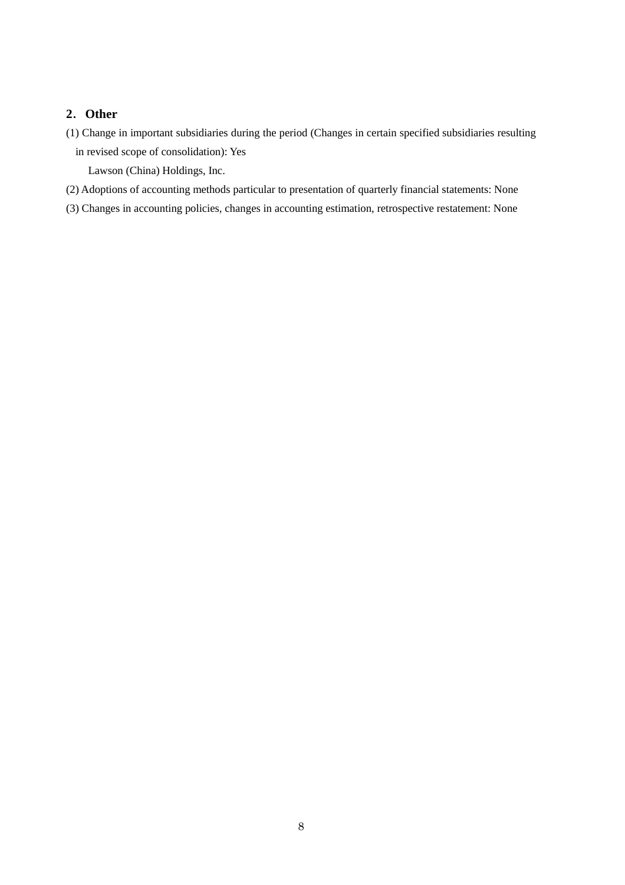## 2. Other

(1) Change in important subsidiaries during the period (Changes in certain specified subsidiaries resulting in revised scope of consolidation): Yes

Lawson (China) Holdings, Inc.

(2) Adoptions of accounting methods particular to presentation of quarterly financial statements: None

(3) Changes in accounting policies, changes in accounting estimation, retrospective restatement: None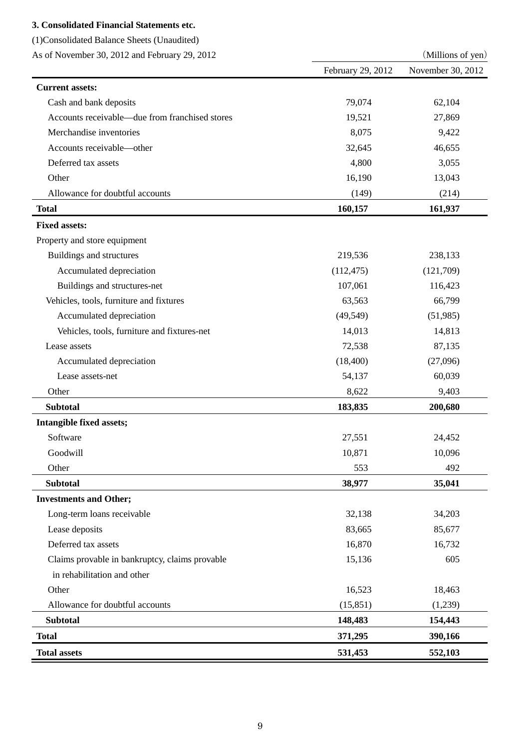## 3. Consolidated Financial Statements etc.

(1)Consolidated Balance Sheets (Unaudited)

As of November 30, 2012 and February 29, 2012

(Millions of yen)

| | February 29, 2012 | November 30, 2012 |
|---|---|---|
| **Current assets:** | | |
| Cash and bank deposits | 79,074 | 62,104 |
| Accounts receivable—due from franchised stores | 19,521 | 27,869 |
| Merchandise inventories | 8,075 | 9,422 |
| Accounts receivable—other | 32,645 | 46,655 |
| Deferred tax assets | 4,800 | 3,055 |
| Other | 16,190 | 13,043 |
| Allowance for doubtful accounts | (149) | (214) |
| **Total** | **160,157** | **161,937** |
| **Fixed assets:** | | |
| Property and store equipment | | |
| Buildings and structures | 219,536 | 238,133 |
| Accumulated depreciation | (112,475) | (121,709) |
| Buildings and structures-net | 107,061 | 116,423 |
| Vehicles, tools, furniture and fixtures | 63,563 | 66,799 |
| Accumulated depreciation | (49,549) | (51,985) |
| Vehicles, tools, furniture and fixtures-net | 14,013 | 14,813 |
| Lease assets | 72,538 | 87,135 |
| Accumulated depreciation | (18,400) | (27,096) |
| Lease assets-net | 54,137 | 60,039 |
| Other | 8,622 | 9,403 |
| **Subtotal** | **183,835** | **200,680** |
| **Intangible fixed assets;** | | |
| Software | 27,551 | 24,452 |
| Goodwill | 10,871 | 10,096 |
| Other | 553 | 492 |
| **Subtotal** | **38,977** | **35,041** |
| **Investments and Other;** | | |
| Long-term loans receivable | 32,138 | 34,203 |
| Lease deposits | 83,665 | 85,677 |
| Deferred tax assets | 16,870 | 16,732 |
| Claims provable in bankruptcy, claims provable in rehabilitation and other | 15,136 | 605 |
| Other | 16,523 | 18,463 |
| Allowance for doubtful accounts | (15,851) | (1,239) |
| **Subtotal** | **148,483** | **154,443** |
| **Total** | **371,295** | **390,166** |
| **Total assets** | **531,453** | **552,103** |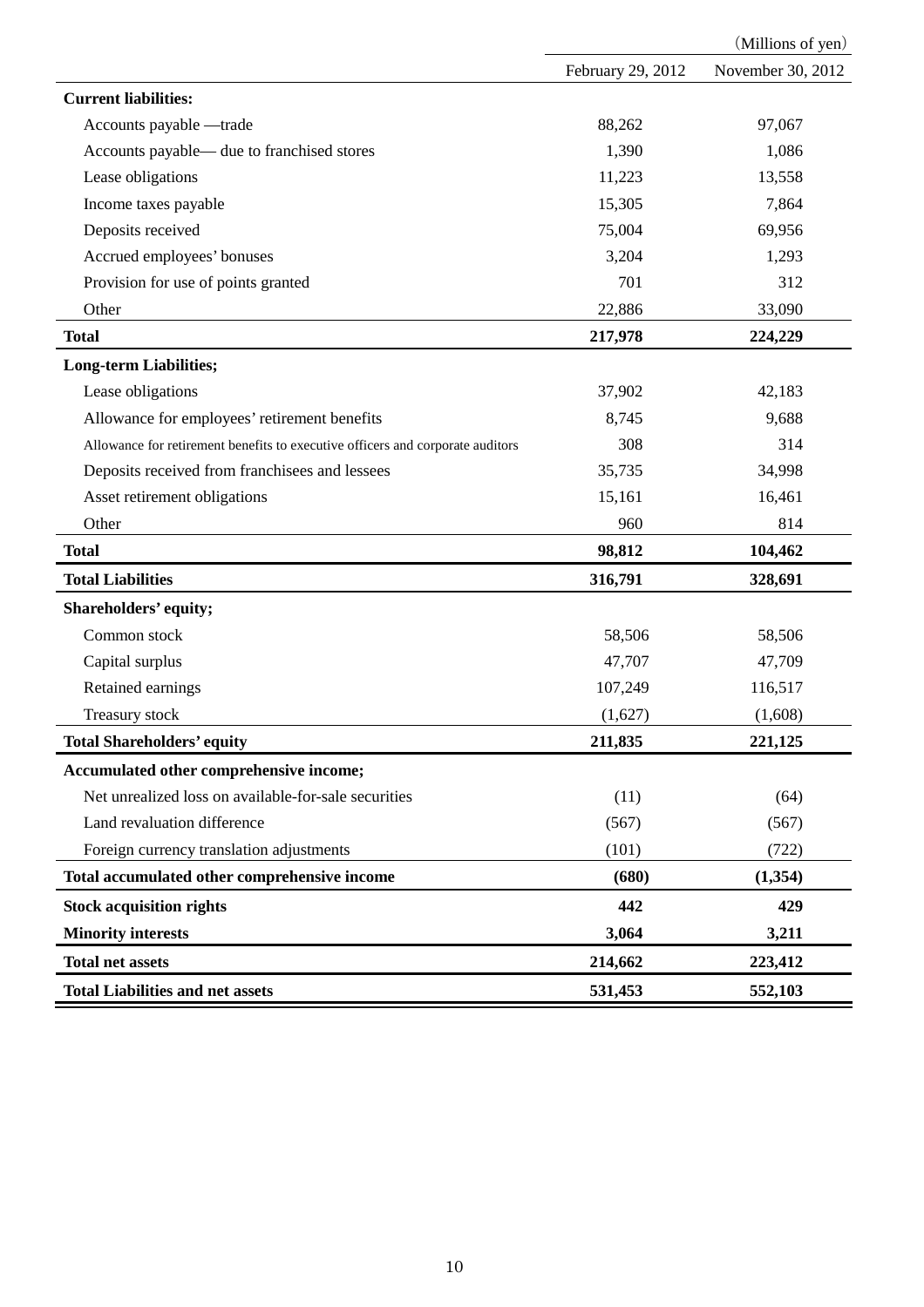(Millions of yen)

| | February 29, 2012 | November 30, 2012 |
|---|---|---|
| **Current liabilities:** | | |
| Accounts payable —trade | 88,262 | 97,067 |
| Accounts payable— due to franchised stores | 1,390 | 1,086 |
| Lease obligations | 11,223 | 13,558 |
| Income taxes payable | 15,305 | 7,864 |
| Deposits received | 75,004 | 69,956 |
| Accrued employees' bonuses | 3,204 | 1,293 |
| Provision for use of points granted | 701 | 312 |
| Other | 22,886 | 33,090 |
| **Total** | **217,978** | **224,229** |
| **Long-term Liabilities;** | | |
| Lease obligations | 37,902 | 42,183 |
| Allowance for employees' retirement benefits | 8,745 | 9,688 |
| Allowance for retirement benefits to executive officers and corporate auditors | 308 | 314 |
| Deposits received from franchisees and lessees | 35,735 | 34,998 |
| Asset retirement obligations | 15,161 | 16,461 |
| Other | 960 | 814 |
| **Total** | **98,812** | **104,462** |
| **Total Liabilities** | **316,791** | **328,691** |
| **Shareholders' equity;** | | |
| Common stock | 58,506 | 58,506 |
| Capital surplus | 47,707 | 47,709 |
| Retained earnings | 107,249 | 116,517 |
| Treasury stock | (1,627) | (1,608) |
| **Total Shareholders' equity** | **211,835** | **221,125** |
| **Accumulated other comprehensive income;** | | |
| Net unrealized loss on available-for-sale securities | (11) | (64) |
| Land revaluation difference | (567) | (567) |
| Foreign currency translation adjustments | (101) | (722) |
| **Total accumulated other comprehensive income** | **(680)** | **(1,354)** |
| **Stock acquisition rights** | **442** | **429** |
| **Minority interests** | **3,064** | **3,211** |
| **Total net assets** | **214,662** | **223,412** |
| **Total Liabilities and net assets** | **531,453** | **552,103** |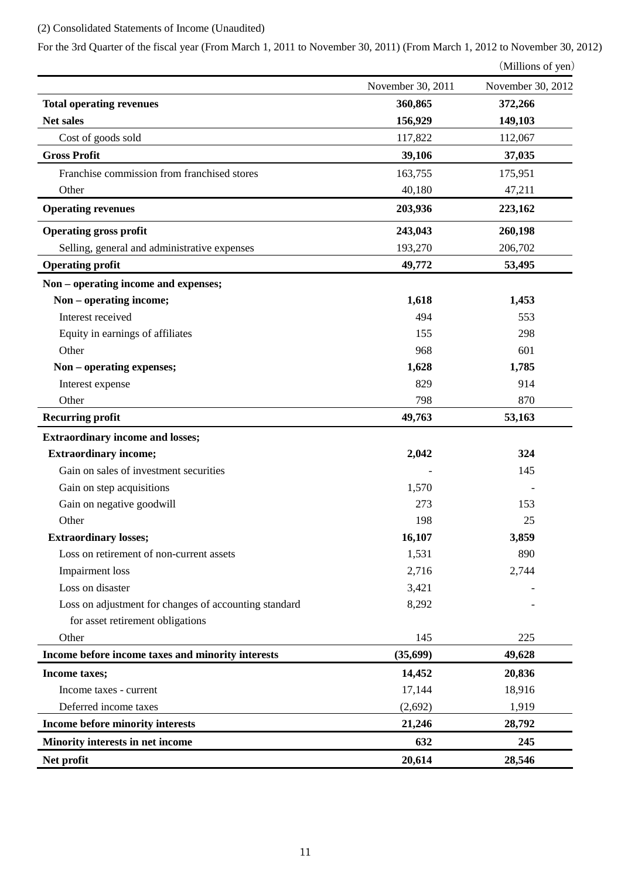(2) Consolidated Statements of Income (Unaudited)

For the 3rd Quarter of the fiscal year (From March 1, 2011 to November 30, 2011) (From March 1, 2012 to November 30, 2012)

（Millions of yen）

| | November 30, 2011 | November 30, 2012 |
|---|---|---|
| **Total operating revenues** | **360,865** | **372,266** |
| **Net sales** | **156,929** | **149,103** |
| Cost of goods sold | 117,822 | 112,067 |
| **Gross Profit** | **39,106** | **37,035** |
| Franchise commission from franchised stores | 163,755 | 175,951 |
| Other | 40,180 | 47,211 |
| **Operating revenues** | **203,936** | **223,162** |
| **Operating gross profit** | **243,043** | **260,198** |
| Selling, general and administrative expenses | 193,270 | 206,702 |
| **Operating profit** | **49,772** | **53,495** |
| **Non – operating income and expenses;** | | |
| **Non – operating income;** | **1,618** | **1,453** |
| Interest received | 494 | 553 |
| Equity in earnings of affiliates | 155 | 298 |
| Other | 968 | 601 |
| **Non – operating expenses;** | **1,628** | **1,785** |
| Interest expense | 829 | 914 |
| Other | 798 | 870 |
| **Recurring profit** | **49,763** | **53,163** |
| **Extraordinary income and losses;** | | |
| **Extraordinary income;** | **2,042** | **324** |
| Gain on sales of investment securities | - | 145 |
| Gain on step acquisitions | 1,570 | - |
| Gain on negative goodwill | 273 | 153 |
| Other | 198 | 25 |
| **Extraordinary losses;** | **16,107** | **3,859** |
| Loss on retirement of non-current assets | 1,531 | 890 |
| Impairment loss | 2,716 | 2,744 |
| Loss on disaster | 3,421 | - |
| Loss on adjustment for changes of accounting standard for asset retirement obligations | 8,292 | - |
| Other | 145 | 225 |
| **Income before income taxes and minority interests** | **(35,699)** | **49,628** |
| **Income taxes;** | **14,452** | **20,836** |
| Income taxes - current | 17,144 | 18,916 |
| Deferred income taxes | (2,692) | 1,919 |
| **Income before minority interests** | **21,246** | **28,792** |
| **Minority interests in net income** | **632** | **245** |
| **Net profit** | **20,614** | **28,546** |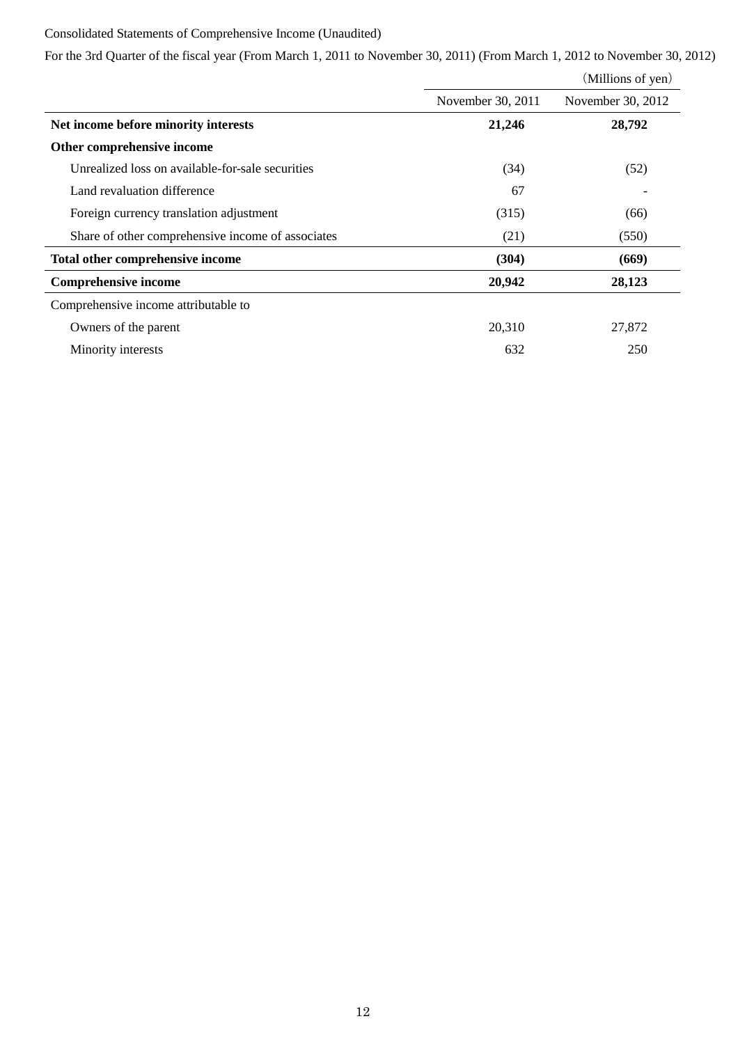Consolidated Statements of Comprehensive Income (Unaudited)

For the 3rd Quarter of the fiscal year (From March 1, 2011 to November 30, 2011) (From March 1, 2012 to November 30, 2012)

（Millions of yen）

| | November 30, 2011 | November 30, 2012 |
|---|---|---|
| **Net income before minority interests** | **21,246** | **28,792** |
| **Other comprehensive income** | | |
| Unrealized loss on available-for-sale securities | (34) | (52) |
| Land revaluation difference | 67 | - |
| Foreign currency translation adjustment | (315) | (66) |
| Share of other comprehensive income of associates | (21) | (550) |
| **Total other comprehensive income** | **(304)** | **(669)** |
| **Comprehensive income** | **20,942** | **28,123** |
| Comprehensive income attributable to | | |
| Owners of the parent | 20,310 | 27,872 |
| Minority interests | 632 | 250 |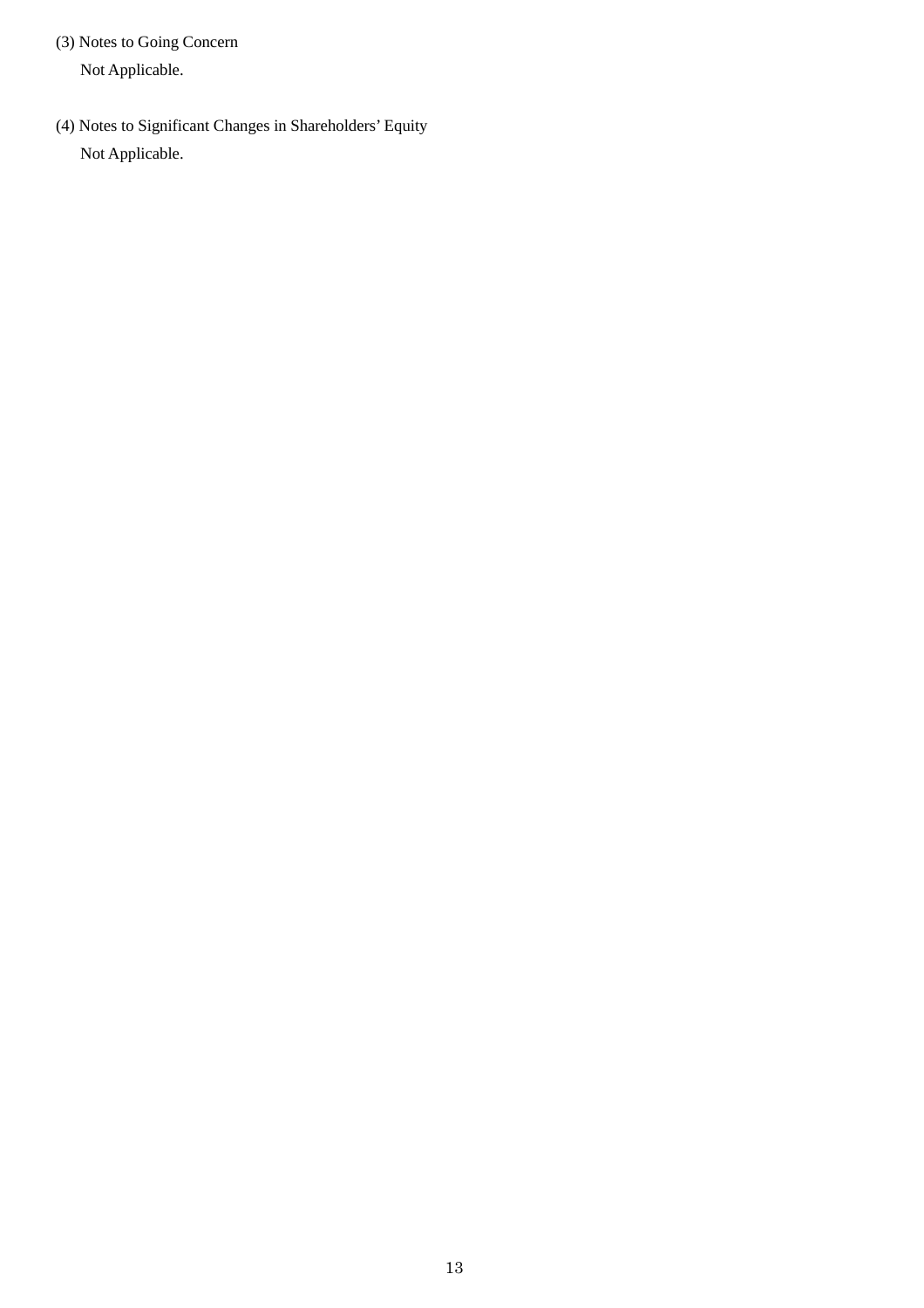(3) Notes to Going Concern

Not Applicable.

(4) Notes to Significant Changes in Shareholders' Equity

Not Applicable.